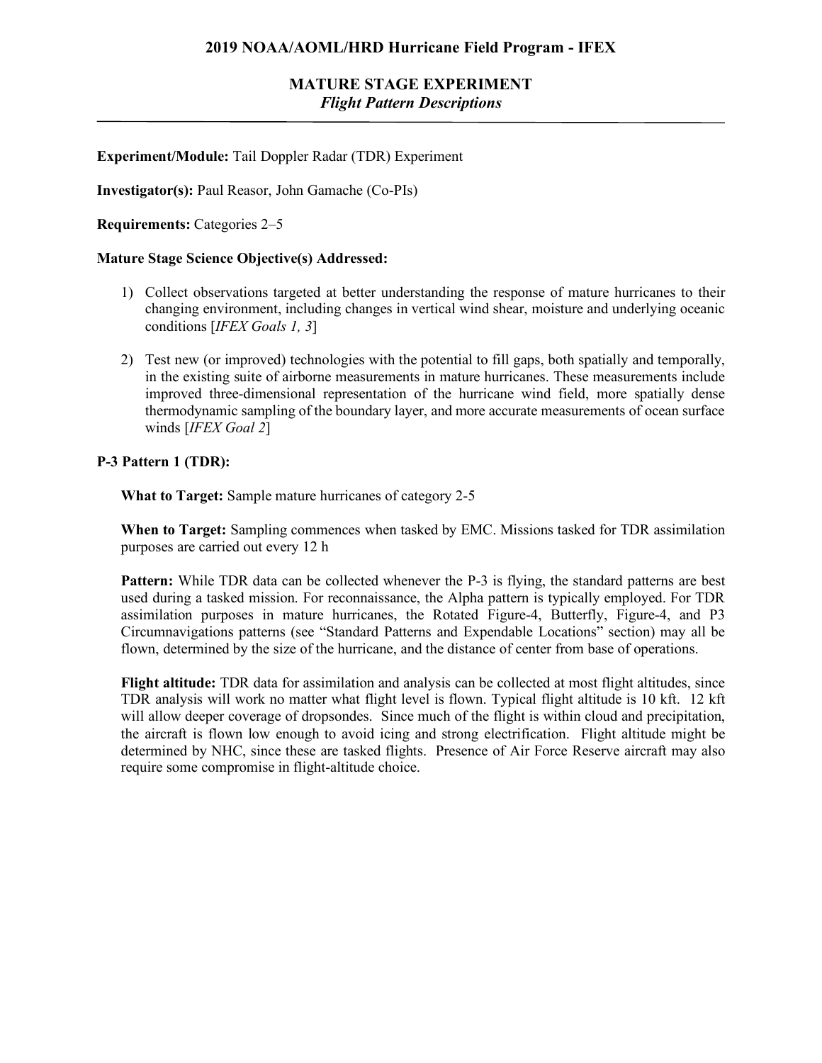# 2019 NOAA/AOML/HRD Hurricane Field Program - IFEX

## MATURE STAGE EXPERIMENT
*Flight Pattern Descriptions*

---

**Experiment/Module:** Tail Doppler Radar (TDR) Experiment

**Investigator(s):** Paul Reasor, John Gamache (Co-PIs)

**Requirements:** Categories 2–5

**Mature Stage Science Objective(s) Addressed:**

1) Collect observations targeted at better understanding the response of mature hurricanes to their changing environment, including changes in vertical wind shear, moisture and underlying oceanic conditions [*IFEX Goals 1, 3*]

2) Test new (or improved) technologies with the potential to fill gaps, both spatially and temporally, in the existing suite of airborne measurements in mature hurricanes. These measurements include improved three-dimensional representation of the hurricane wind field, more spatially dense thermodynamic sampling of the boundary layer, and more accurate measurements of ocean surface winds [*IFEX Goal 2*]

**P-3 Pattern 1 (TDR):**

**What to Target:** Sample mature hurricanes of category 2-5

**When to Target:** Sampling commences when tasked by EMC. Missions tasked for TDR assimilation purposes are carried out every 12 h

**Pattern:** While TDR data can be collected whenever the P-3 is flying, the standard patterns are best used during a tasked mission. For reconnaissance, the Alpha pattern is typically employed. For TDR assimilation purposes in mature hurricanes, the Rotated Figure-4, Butterfly, Figure-4, and P3 Circumnavigations patterns (see "Standard Patterns and Expendable Locations" section) may all be flown, determined by the size of the hurricane, and the distance of center from base of operations.

**Flight altitude:** TDR data for assimilation and analysis can be collected at most flight altitudes, since TDR analysis will work no matter what flight level is flown. Typical flight altitude is 10 kft. 12 kft will allow deeper coverage of dropsondes. Since much of the flight is within cloud and precipitation, the aircraft is flown low enough to avoid icing and strong electrification. Flight altitude might be determined by NHC, since these are tasked flights. Presence of Air Force Reserve aircraft may also require some compromise in flight-altitude choice.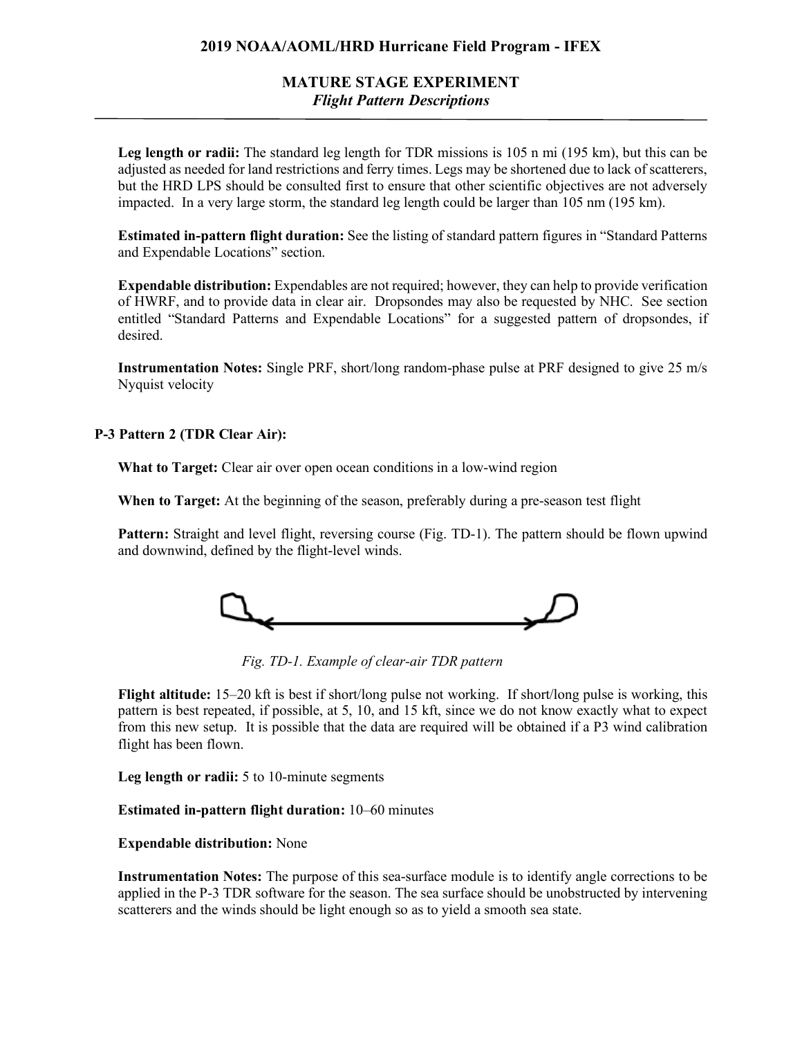**Leg length or radii:** The standard leg length for TDR missions is 105 n mi (195 km), but this can be adjusted as needed for land restrictions and ferry times. Legs may be shortened due to lack of scatterers, but the HRD LPS should be consulted first to ensure that other scientific objectives are not adversely impacted. In a very large storm, the standard leg length could be larger than 105 nm (195 km).

**Estimated in-pattern flight duration:** See the listing of standard pattern figures in "Standard Patterns and Expendable Locations" section.

**Expendable distribution:** Expendables are not required; however, they can help to provide verification of HWRF, and to provide data in clear air. Dropsondes may also be requested by NHC. See section entitled "Standard Patterns and Expendable Locations" for a suggested pattern of dropsondes, if desired.

**Instrumentation Notes:** Single PRF, short/long random-phase pulse at PRF designed to give 25 m/s Nyquist velocity

### P-3 Pattern 2 (TDR Clear Air):

**What to Target:** Clear air over open ocean conditions in a low-wind region

**When to Target:** At the beginning of the season, preferably during a pre-season test flight

**Pattern:** Straight and level flight, reversing course (Fig. TD-1). The pattern should be flown upwind and downwind, defined by the flight-level winds.

*Fig. TD-1. Example of clear-air TDR pattern*

**Flight altitude:** 15–20 kft is best if short/long pulse not working. If short/long pulse is working, this pattern is best repeated, if possible, at 5, 10, and 15 kft, since we do not know exactly what to expect from this new setup. It is possible that the data are required will be obtained if a P3 wind calibration flight has been flown.

**Leg length or radii:** 5 to 10-minute segments

**Estimated in-pattern flight duration:** 10–60 minutes

**Expendable distribution:** None

**Instrumentation Notes:** The purpose of this sea-surface module is to identify angle corrections to be applied in the P-3 TDR software for the season. The sea surface should be unobstructed by intervening scatterers and the winds should be light enough so as to yield a smooth sea state.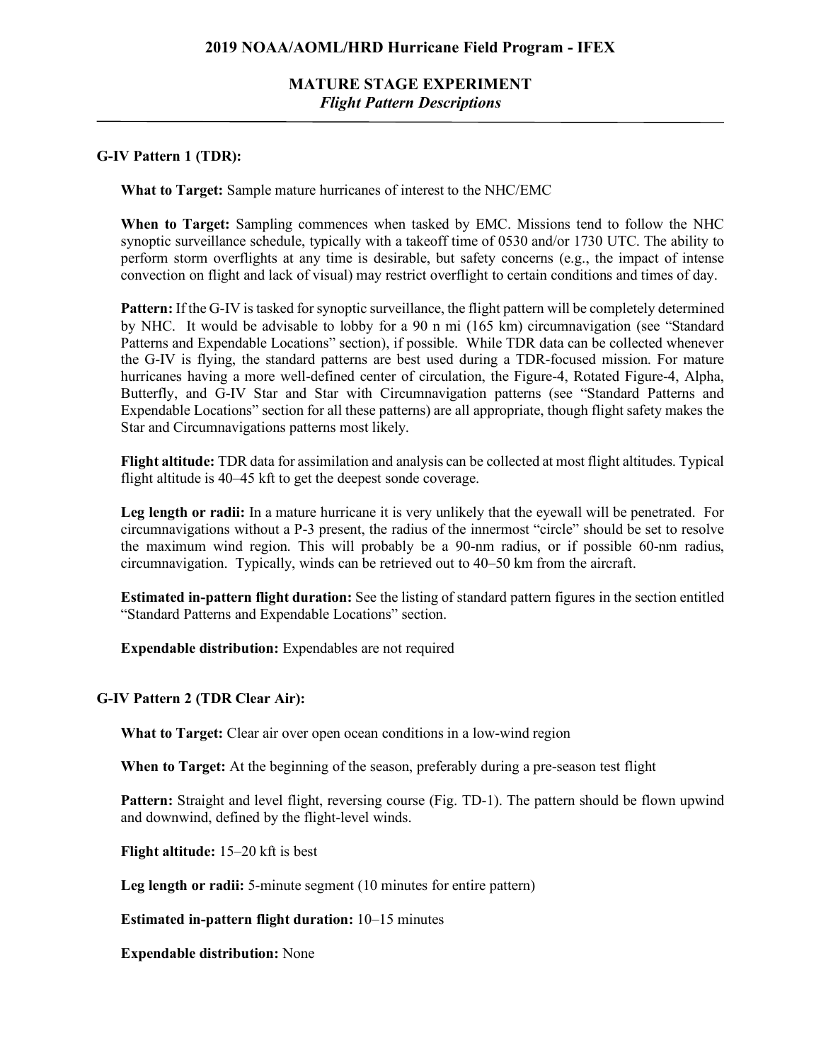## MATURE STAGE EXPERIMENT

*Flight Pattern Descriptions*

---

**G-IV Pattern 1 (TDR):**

**What to Target:** Sample mature hurricanes of interest to the NHC/EMC

**When to Target:** Sampling commences when tasked by EMC. Missions tend to follow the NHC synoptic surveillance schedule, typically with a takeoff time of 0530 and/or 1730 UTC. The ability to perform storm overflights at any time is desirable, but safety concerns (e.g., the impact of intense convection on flight and lack of visual) may restrict overflight to certain conditions and times of day.

**Pattern:** If the G-IV is tasked for synoptic surveillance, the flight pattern will be completely determined by NHC. It would be advisable to lobby for a 90 n mi (165 km) circumnavigation (see "Standard Patterns and Expendable Locations" section), if possible. While TDR data can be collected whenever the G-IV is flying, the standard patterns are best used during a TDR-focused mission. For mature hurricanes having a more well-defined center of circulation, the Figure-4, Rotated Figure-4, Alpha, Butterfly, and G-IV Star and Star with Circumnavigation patterns (see "Standard Patterns and Expendable Locations" section for all these patterns) are all appropriate, though flight safety makes the Star and Circumnavigations patterns most likely.

**Flight altitude:** TDR data for assimilation and analysis can be collected at most flight altitudes. Typical flight altitude is 40–45 kft to get the deepest sonde coverage.

**Leg length or radii:** In a mature hurricane it is very unlikely that the eyewall will be penetrated. For circumnavigations without a P-3 present, the radius of the innermost "circle" should be set to resolve the maximum wind region. This will probably be a 90-nm radius, or if possible 60-nm radius, circumnavigation. Typically, winds can be retrieved out to 40–50 km from the aircraft.

**Estimated in-pattern flight duration:** See the listing of standard pattern figures in the section entitled "Standard Patterns and Expendable Locations" section.

**Expendable distribution:** Expendables are not required

**G-IV Pattern 2 (TDR Clear Air):**

**What to Target:** Clear air over open ocean conditions in a low-wind region

**When to Target:** At the beginning of the season, preferably during a pre-season test flight

**Pattern:** Straight and level flight, reversing course (Fig. TD-1). The pattern should be flown upwind and downwind, defined by the flight-level winds.

**Flight altitude:** 15–20 kft is best

**Leg length or radii:** 5-minute segment (10 minutes for entire pattern)

**Estimated in-pattern flight duration:** 10–15 minutes

**Expendable distribution:** None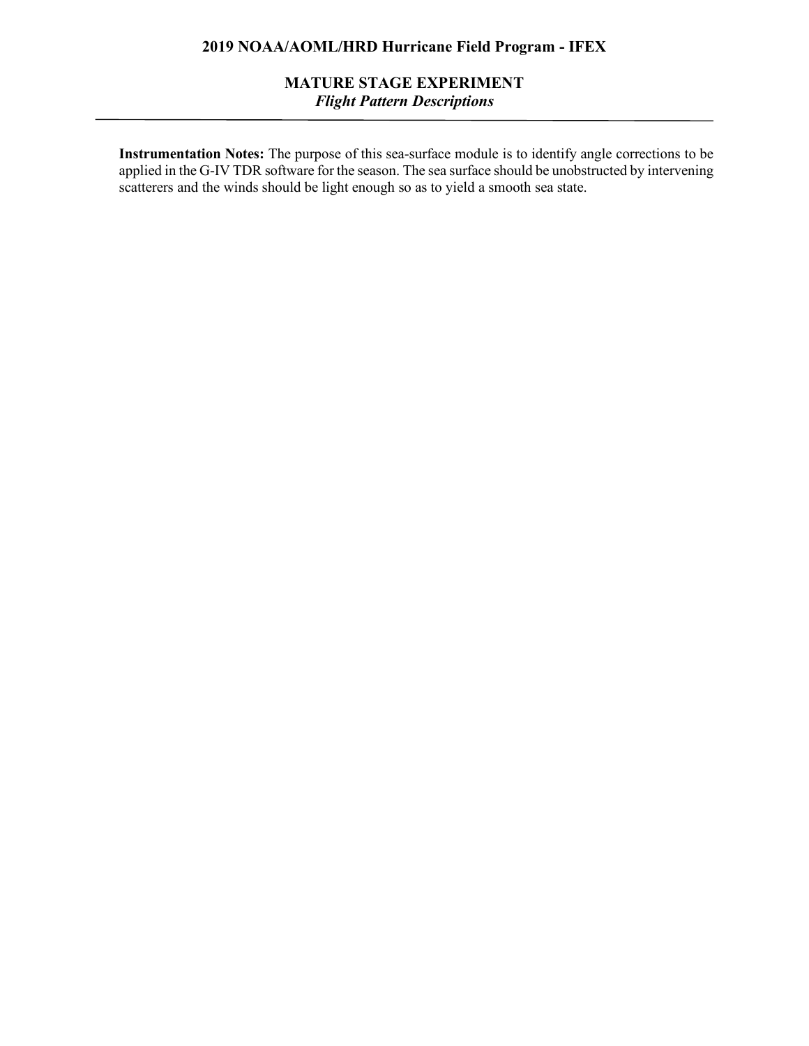**Instrumentation Notes:** The purpose of this sea-surface module is to identify angle corrections to be applied in the G-IV TDR software for the season. The sea surface should be unobstructed by intervening scatterers and the winds should be light enough so as to yield a smooth sea state.